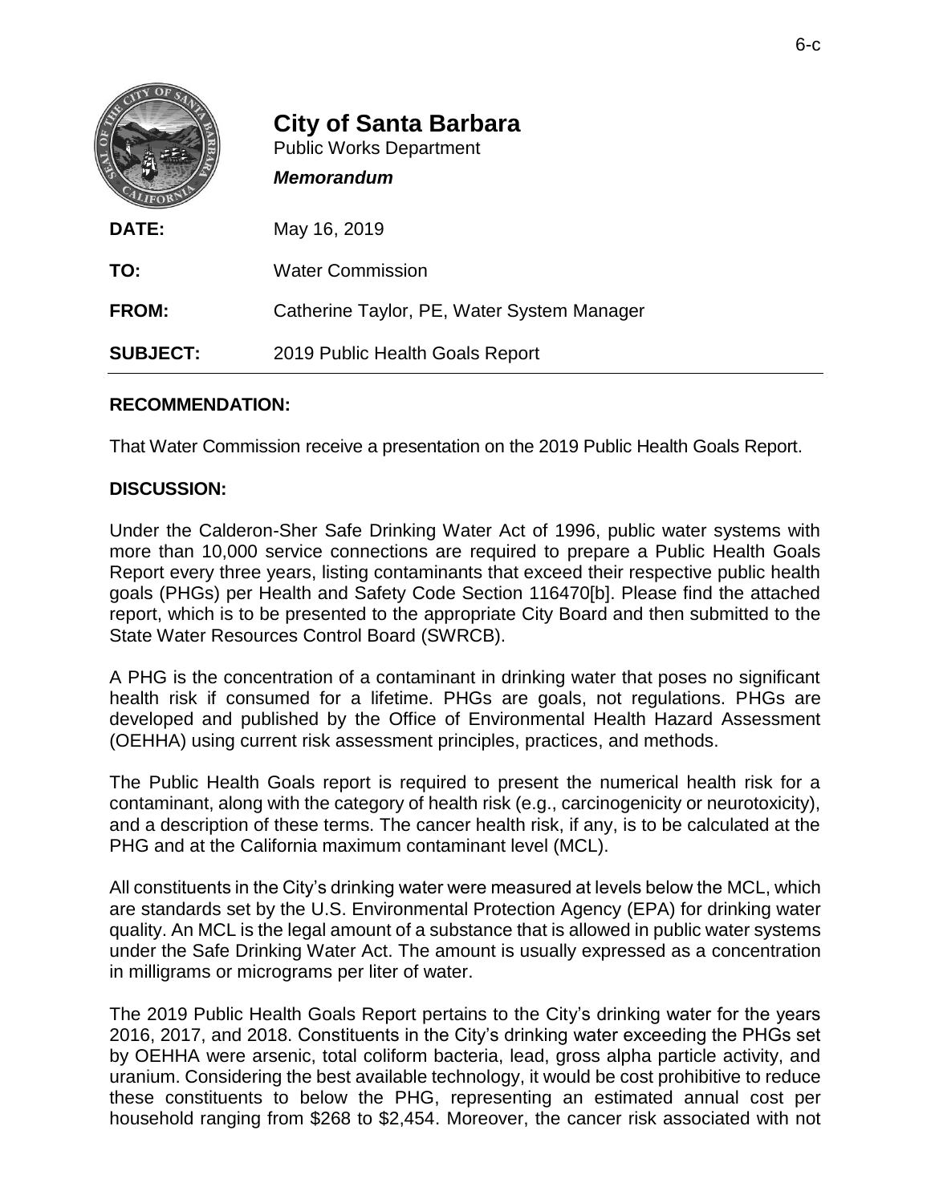# City of Santa Barbara

Public Works Department

***Memorandum***

**DATE:** May 16, 2019

**TO:** Water Commission

**FROM:** Catherine Taylor, PE, Water System Manager

**SUBJECT:** 2019 Public Health Goals Report

---

## RECOMMENDATION:

That Water Commission receive a presentation on the 2019 Public Health Goals Report.

## DISCUSSION:

Under the Calderon-Sher Safe Drinking Water Act of 1996, public water systems with more than 10,000 service connections are required to prepare a Public Health Goals Report every three years, listing contaminants that exceed their respective public health goals (PHGs) per Health and Safety Code Section 116470[b]. Please find the attached report, which is to be presented to the appropriate City Board and then submitted to the State Water Resources Control Board (SWRCB).

A PHG is the concentration of a contaminant in drinking water that poses no significant health risk if consumed for a lifetime. PHGs are goals, not regulations. PHGs are developed and published by the Office of Environmental Health Hazard Assessment (OEHHA) using current risk assessment principles, practices, and methods.

The Public Health Goals report is required to present the numerical health risk for a contaminant, along with the category of health risk (e.g., carcinogenicity or neurotoxicity), and a description of these terms. The cancer health risk, if any, is to be calculated at the PHG and at the California maximum contaminant level (MCL).

All constituents in the City's drinking water were measured at levels below the MCL, which are standards set by the U.S. Environmental Protection Agency (EPA) for drinking water quality. An MCL is the legal amount of a substance that is allowed in public water systems under the Safe Drinking Water Act. The amount is usually expressed as a concentration in milligrams or micrograms per liter of water.

The 2019 Public Health Goals Report pertains to the City's drinking water for the years 2016, 2017, and 2018. Constituents in the City's drinking water exceeding the PHGs set by OEHHA were arsenic, total coliform bacteria, lead, gross alpha particle activity, and uranium. Considering the best available technology, it would be cost prohibitive to reduce these constituents to below the PHG, representing an estimated annual cost per household ranging from $268 to $2,454. Moreover, the cancer risk associated with not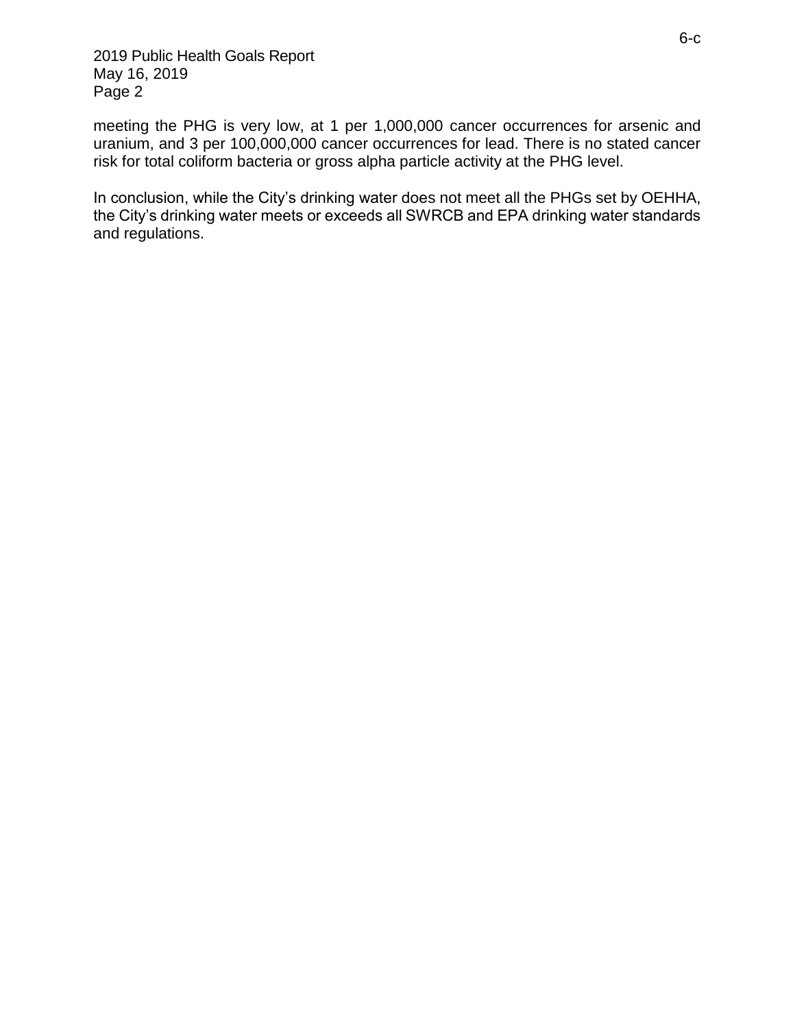meeting the PHG is very low, at 1 per 1,000,000 cancer occurrences for arsenic and uranium, and 3 per 100,000,000 cancer occurrences for lead. There is no stated cancer risk for total coliform bacteria or gross alpha particle activity at the PHG level.

In conclusion, while the City's drinking water does not meet all the PHGs set by OEHHA, the City's drinking water meets or exceeds all SWRCB and EPA drinking water standards and regulations.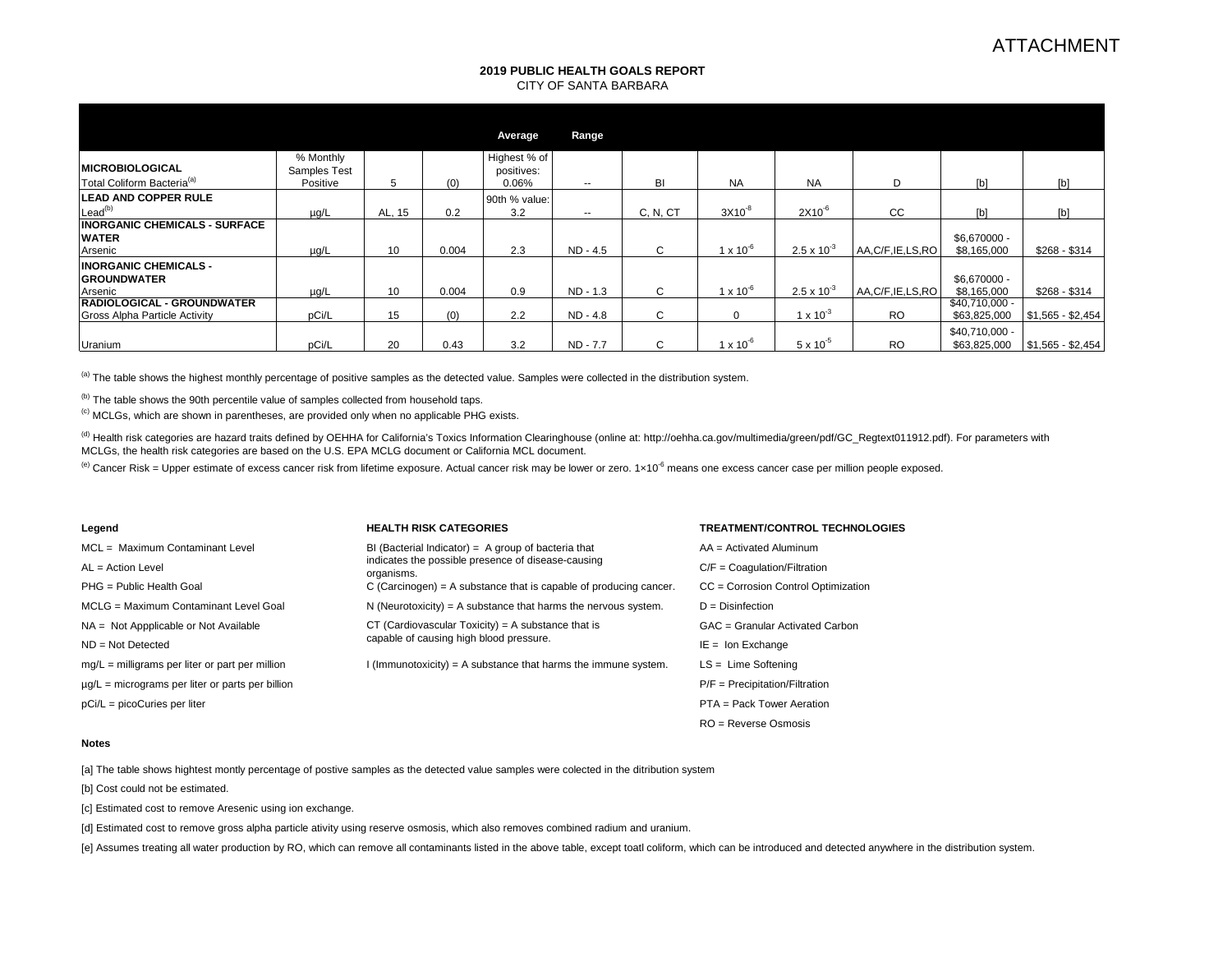# ATTACHMENT

**2019 PUBLIC HEALTH GOALS REPORT**
CITY OF SANTA BARBARA

| | | | | Average | Range | | | | | | |
|---|---|---|---|---|---|---|---|---|---|---|---|
| **MICROBIOLOGICAL** Total Coliform Bacteria[(a)] | % Monthly Samples Test Positive | 5 | (0) | Highest % of positives: 0.06% | -- | BI | NA | NA | D | [b] | [b] |
| **LEAD AND COPPER RULE** Lead[(b)] | µg/L | AL, 15 | 0.2 | 90th % value: 3.2 | -- | C, N, CT | $3X10^{-8}$ | $2X10^{-6}$ | CC | [b] | [b] |
| **INORGANIC CHEMICALS - SURFACE WATER** Arsenic | µg/L | 10 | 0.004 | 2.3 | ND - 4.5 | C | $1 \times 10^{-6}$ | $2.5 \times 10^{-3}$ | AA,C/F,IE,LS,RO | $6,670000 - $8,165,000 | $268 - $314 |
| **INORGANIC CHEMICALS - GROUNDWATER** Arsenic | µg/L | 10 | 0.004 | 0.9 | ND - 1.3 | C | $1 \times 10^{-6}$ | $2.5 \times 10^{-3}$ | AA,C/F,IE,LS,RO | $6,670000 - $8,165,000 | $268 - $314 |
| **RADIOLOGICAL - GROUNDWATER** Gross Alpha Particle Activity | pCi/L | 15 | (0) | 2.2 | ND - 4.8 | C | 0 | $1 \times 10^{-3}$ | RO | $40,710,000 - $63,825,000 | $1,565 - $2,454 |
| Uranium | pCi/L | 20 | 0.43 | 3.2 | ND - 7.7 | C | $1 \times 10^{-6}$ | $5 \times 10^{-5}$ | RO | $40,710,000 - $63,825,000 | $1,565 - $2,454 |

[(a)] The table shows the highest monthly percentage of positive samples as the detected value. Samples were collected in the distribution system.

[(b)] The table shows the 90th percentile value of samples collected from household taps.

[(c)] MCLGs, which are shown in parentheses, are provided only when no applicable PHG exists.

[(d)] Health risk categories are hazard traits defined by OEHHA for California's Toxics Information Clearinghouse (online at: http://oehha.ca.gov/multimedia/green/pdf/GC_Regtext011912.pdf). For parameters with MCLGs, the health risk categories are based on the U.S. EPA MCLG document or California MCL document.

[(e)] Cancer Risk = Upper estimate of excess cancer risk from lifetime exposure. Actual cancer risk may be lower or zero. $1 \times 10^{-6}$ means one excess cancer case per million people exposed.

**Legend**

MCL = Maximum Contaminant Level

AL = Action Level

PHG = Public Health Goal

MCLG = Maximum Contaminant Level Goal

NA = Not Appplicable or Not Available

ND = Not Detected

mg/L = milligrams per liter or part per million

µg/L = micrograms per liter or parts per billion

pCi/L = picoCuries per liter

**HEALTH RISK CATEGORIES**

BI (Bacterial Indicator) = A group of bacteria that indicates the possible presence of disease-causing organisms.

C (Carcinogen) = A substance that is capable of producing cancer.

N (Neurotoxicity) = A substance that harms the nervous system.

CT (Cardiovascular Toxicity) = A substance that is capable of causing high blood pressure.

I (Immunotoxicity) = A substance that harms the immune system.

**TREATMENT/CONTROL TECHNOLOGIES**

AA = Activated Aluminum

C/F = Coagulation/Filtration

CC = Corrosion Control Optimization

D = Disinfection

GAC = Granular Activated Carbon

IE = Ion Exchange

LS = Lime Softening

P/F = Precipitation/Filtration

PTA = Pack Tower Aeration

RO = Reverse Osmosis

**Notes**

[a] The table shows hightest montly percentage of postive samples as the detected value samples were colected in the ditribution system

[b] Cost could not be estimated.

[c] Estimated cost to remove Aresenic using ion exchange.

[d] Estimated cost to remove gross alpha particle ativity using reserve osmosis, which also removes combined radium and uranium.

[e] Assumes treating all water production by RO, which can remove all contaminants listed in the above table, except toatl coliform, which can be introduced and detected anywhere in the distribution system.